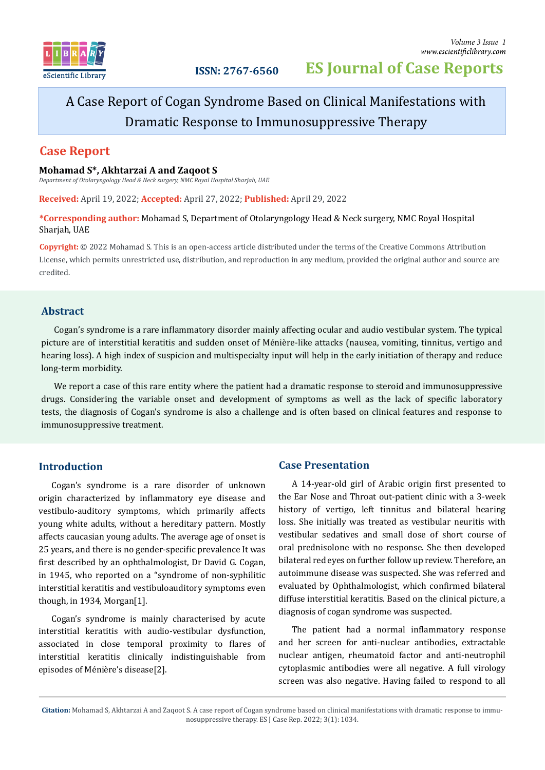# A Case Report of Cogan Syndrome Based on Clinical Manifestations with Dramatic Response to Immunosuppressive Therapy

## Case Report

**Mohamad S*, Akhtarzai A and Zaqoot S**

*Department of Otolaryngology Head & Neck surgery, NMC Royal Hospital Sharjah, UAE*

**Received:** April 19, 2022; **Accepted:** April 27, 2022; **Published:** April 29, 2022

***Corresponding author:** Mohamad S, Department of Otolaryngology Head & Neck surgery, NMC Royal Hospital Sharjah, UAE

**Copyright:** © 2022 Mohamad S. This is an open-access article distributed under the terms of the Creative Commons Attribution License, which permits unrestricted use, distribution, and reproduction in any medium, provided the original author and source are credited.

## Abstract

Cogan's syndrome is a rare inflammatory disorder mainly affecting ocular and audio vestibular system. The typical picture are of interstitial keratitis and sudden onset of Ménière-like attacks (nausea, vomiting, tinnitus, vertigo and hearing loss). A high index of suspicion and multispecialty input will help in the early initiation of therapy and reduce long-term morbidity.

We report a case of this rare entity where the patient had a dramatic response to steroid and immunosuppressive drugs. Considering the variable onset and development of symptoms as well as the lack of specific laboratory tests, the diagnosis of Cogan's syndrome is also a challenge and is often based on clinical features and response to immunosuppressive treatment.

## Introduction

Cogan's syndrome is a rare disorder of unknown origin characterized by inflammatory eye disease and vestibulo-auditory symptoms, which primarily affects young white adults, without a hereditary pattern. Mostly affects caucasian young adults. The average age of onset is 25 years, and there is no gender-specific prevalence It was first described by an ophthalmologist, Dr David G. Cogan, in 1945, who reported on a "syndrome of non-syphilitic interstitial keratitis and vestibuloauditory symptoms even though, in 1934, Morgan[1].

Cogan's syndrome is mainly characterised by acute interstitial keratitis with audio-vestibular dysfunction, associated in close temporal proximity to flares of interstitial keratitis clinically indistinguishable from episodes of Ménière's disease[2].

## Case Presentation

A 14-year-old girl of Arabic origin first presented to the Ear Nose and Throat out-patient clinic with a 3-week history of vertigo, left tinnitus and bilateral hearing loss. She initially was treated as vestibular neuritis with vestibular sedatives and small dose of short course of oral prednisolone with no response. She then developed bilateral red eyes on further follow up review. Therefore, an autoimmune disease was suspected. She was referred and evaluated by Ophthalmologist, which confirmed bilateral diffuse interstitial keratitis. Based on the clinical picture, a diagnosis of cogan syndrome was suspected.

The patient had a normal inflammatory response and her screen for anti-nuclear antibodies, extractable nuclear antigen, rheumatoid factor and anti-neutrophil cytoplasmic antibodies were all negative. A full virology screen was also negative. Having failed to respond to all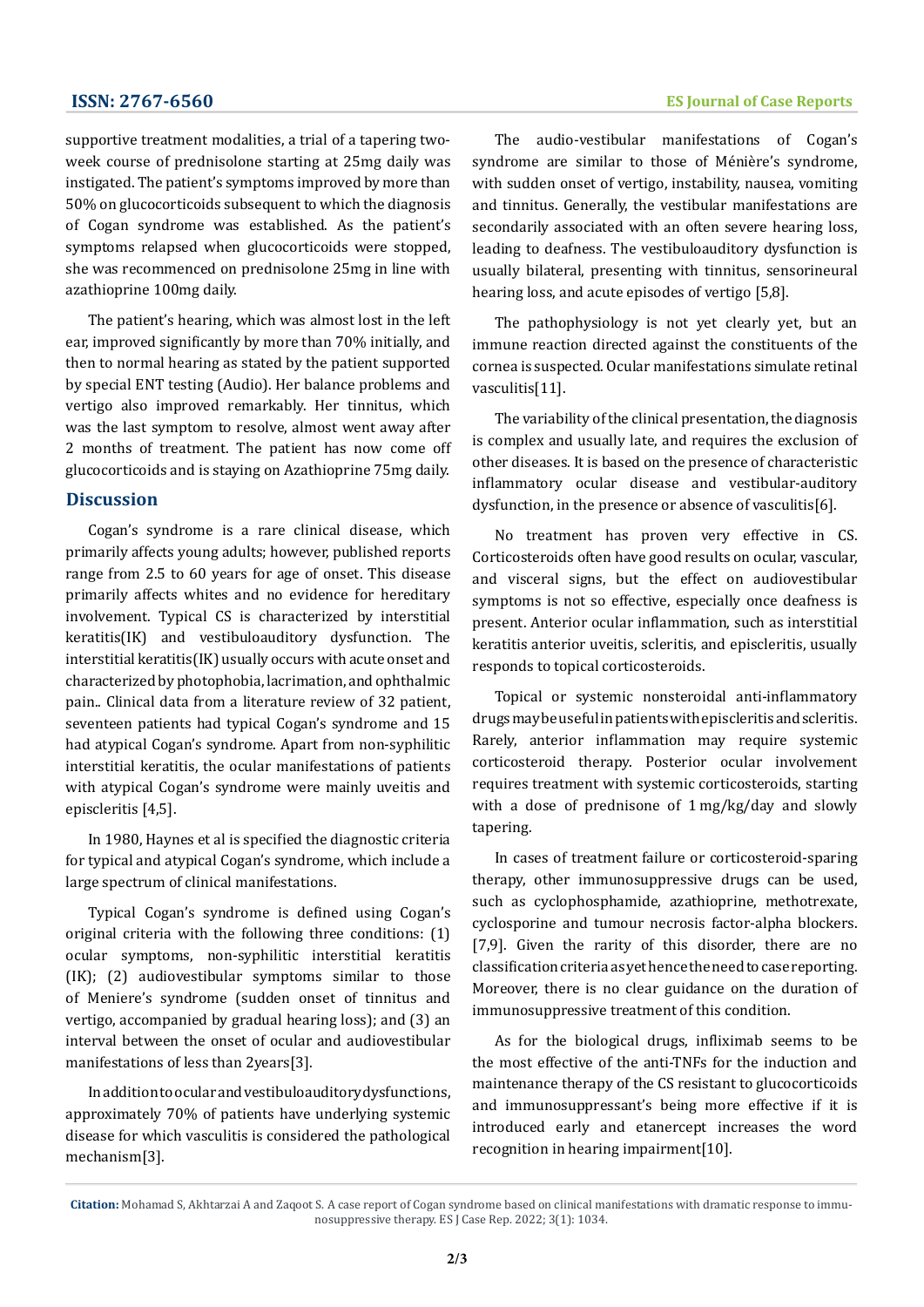supportive treatment modalities, a trial of a tapering two-week course of prednisolone starting at 25mg daily was instigated. The patient's symptoms improved by more than 50% on glucocorticoids subsequent to which the diagnosis of Cogan syndrome was established. As the patient's symptoms relapsed when glucocorticoids were stopped, she was recommenced on prednisolone 25mg in line with azathioprine 100mg daily.

The patient's hearing, which was almost lost in the left ear, improved significantly by more than 70% initially, and then to normal hearing as stated by the patient supported by special ENT testing (Audio). Her balance problems and vertigo also improved remarkably. Her tinnitus, which was the last symptom to resolve, almost went away after 2 months of treatment. The patient has now come off glucocorticoids and is staying on Azathioprine 75mg daily.

## Discussion

Cogan's syndrome is a rare clinical disease, which primarily affects young adults; however, published reports range from 2.5 to 60 years for age of onset. This disease primarily affects whites and no evidence for hereditary involvement. Typical CS is characterized by interstitial keratitis(IK) and vestibuloauditory dysfunction. The interstitial keratitis(IK) usually occurs with acute onset and characterized by photophobia, lacrimation, and ophthalmic pain.. Clinical data from a literature review of 32 patient, seventeen patients had typical Cogan's syndrome and 15 had atypical Cogan's syndrome. Apart from non-syphilitic interstitial keratitis, the ocular manifestations of patients with atypical Cogan's syndrome were mainly uveitis and episcleritis [4,5].

In 1980, Haynes et al is specified the diagnostic criteria for typical and atypical Cogan's syndrome, which include a large spectrum of clinical manifestations.

Typical Cogan's syndrome is defined using Cogan's original criteria with the following three conditions: (1) ocular symptoms, non-syphilitic interstitial keratitis (IK); (2) audiovestibular symptoms similar to those of Meniere's syndrome (sudden onset of tinnitus and vertigo, accompanied by gradual hearing loss); and (3) an interval between the onset of ocular and audiovestibular manifestations of less than 2years[3].

In addition to ocular and vestibuloauditory dysfunctions, approximately 70% of patients have underlying systemic disease for which vasculitis is considered the pathological mechanism[3].

The audio-vestibular manifestations of Cogan's syndrome are similar to those of Ménière's syndrome, with sudden onset of vertigo, instability, nausea, vomiting and tinnitus. Generally, the vestibular manifestations are secondarily associated with an often severe hearing loss, leading to deafness. The vestibuloauditory dysfunction is usually bilateral, presenting with tinnitus, sensorineural hearing loss, and acute episodes of vertigo [5,8].

The pathophysiology is not yet clearly yet, but an immune reaction directed against the constituents of the cornea is suspected. Ocular manifestations simulate retinal vasculitis[11].

The variability of the clinical presentation, the diagnosis is complex and usually late, and requires the exclusion of other diseases. It is based on the presence of characteristic inflammatory ocular disease and vestibular-auditory dysfunction, in the presence or absence of vasculitis[6].

No treatment has proven very effective in CS. Corticosteroids often have good results on ocular, vascular, and visceral signs, but the effect on audiovestibular symptoms is not so effective, especially once deafness is present. Anterior ocular inflammation, such as interstitial keratitis anterior uveitis, scleritis, and episcleritis, usually responds to topical corticosteroids.

Topical or systemic nonsteroidal anti-inflammatory drugs may be useful in patients with episcleritis and scleritis. Rarely, anterior inflammation may require systemic corticosteroid therapy. Posterior ocular involvement requires treatment with systemic corticosteroids, starting with a dose of prednisone of 1 mg/kg/day and slowly tapering.

In cases of treatment failure or corticosteroid-sparing therapy, other immunosuppressive drugs can be used, such as cyclophosphamide, azathioprine, methotrexate, cyclosporine and tumour necrosis factor-alpha blockers. [7,9]. Given the rarity of this disorder, there are no classification criteria as yet hence the need to case reporting. Moreover, there is no clear guidance on the duration of immunosuppressive treatment of this condition.

As for the biological drugs, infliximab seems to be the most effective of the anti-TNFs for the induction and maintenance therapy of the CS resistant to glucocorticoids and immunosuppressant's being more effective if it is introduced early and etanercept increases the word recognition in hearing impairment[10].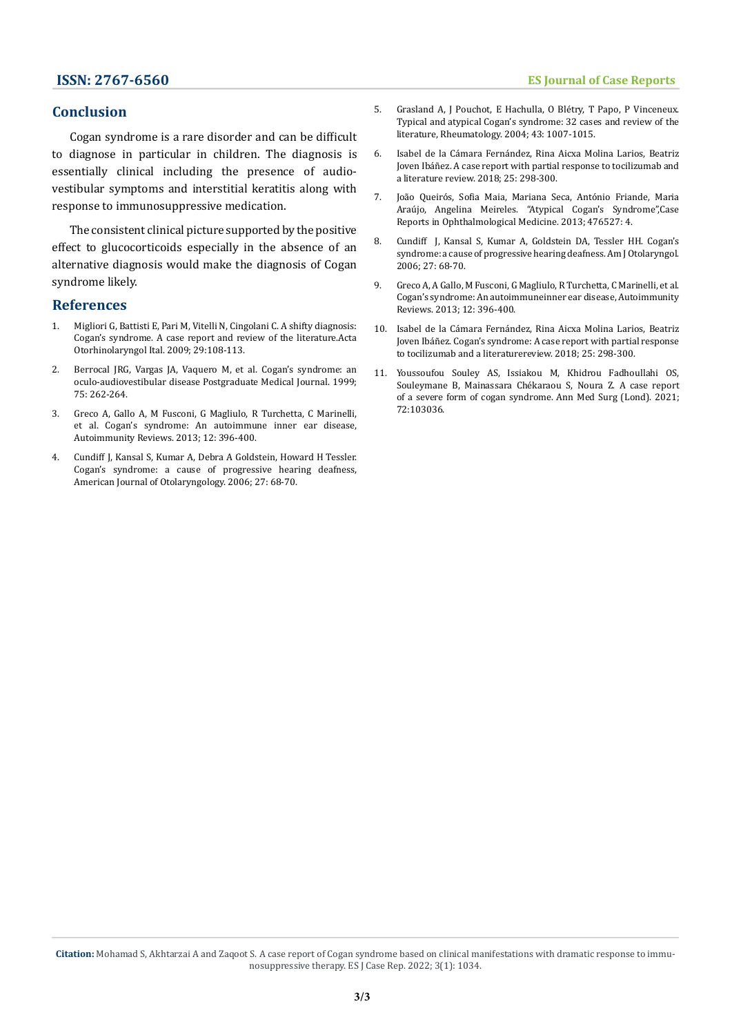## Conclusion

Cogan syndrome is a rare disorder and can be difficult to diagnose in particular in children. The diagnosis is essentially clinical including the presence of audio-vestibular symptoms and interstitial keratitis along with response to immunosuppressive medication.

The consistent clinical picture supported by the positive effect to glucocorticoids especially in the absence of an alternative diagnosis would make the diagnosis of Cogan syndrome likely.

## References

1. Migliori G, Battisti E, Pari M, Vitelli N, Cingolani C. A shifty diagnosis: Cogan's syndrome. A case report and review of the literature.Acta Otorhinolaryngol Ital. 2009; 29:108-113.
2. Berrocal JRG, Vargas JA, Vaquero M, et al. Cogan's syndrome: an oculo-audiovestibular disease Postgraduate Medical Journal. 1999; 75: 262-264.
3. Greco A, Gallo A, M Fusconi, G Magliulo, R Turchetta, C Marinelli, et al. Cogan's syndrome: An autoimmune inner ear disease, Autoimmunity Reviews. 2013; 12: 396-400.
4. Cundiff J, Kansal S, Kumar A, Debra A Goldstein, Howard H Tessler. Cogan's syndrome: a cause of progressive hearing deafness, American Journal of Otolaryngology. 2006; 27: 68-70.
5. Grasland A, J Pouchot, E Hachulla, O Blétry, T Papo, P Vinceneux. Typical and atypical Cogan's syndrome: 32 cases and review of the literature, Rheumatology. 2004; 43: 1007-1015.
6. Isabel de la Cámara Fernández, Rina Aicxa Molina Larios, Beatriz Joven Ibáñez. A case report with partial response to tocilizumab and a literature review. 2018; 25: 298-300.
7. João Queirós, Sofia Maia, Mariana Seca, António Friande, Maria Araújo, Angelina Meireles. "Atypical Cogan's Syndrome",Case Reports in Ophthalmological Medicine. 2013; 476527: 4.
8. Cundiff J, Kansal S, Kumar A, Goldstein DA, Tessler HH. Cogan's syndrome: a cause of progressive hearing deafness. Am J Otolaryngol. 2006; 27: 68-70.
9. Greco A, A Gallo, M Fusconi, G Magliulo, R Turchetta, C Marinelli, et al. Cogan's syndrome: An autoimmuneinner ear disease, Autoimmunity Reviews. 2013; 12: 396-400.
10. Isabel de la Cámara Fernández, Rina Aicxa Molina Larios, Beatriz Joven Ibáñez. Cogan's syndrome: A case report with partial response to tocilizumab and a literaturereview. 2018; 25: 298-300.
11. Youssoufou Souley AS, Issiakou M, Khidrou Fadhoullahi OS, Souleymane B, Mainassara Chékaraou S, Noura Z. A case report of a severe form of cogan syndrome. Ann Med Surg (Lond). 2021; 72:103036.

**Citation:** Mohamad S, Akhtarzai A and Zaqoot S. A case report of Cogan syndrome based on clinical manifestations with dramatic response to immunosuppressive therapy. ES J Case Rep. 2022; 3(1): 1034.